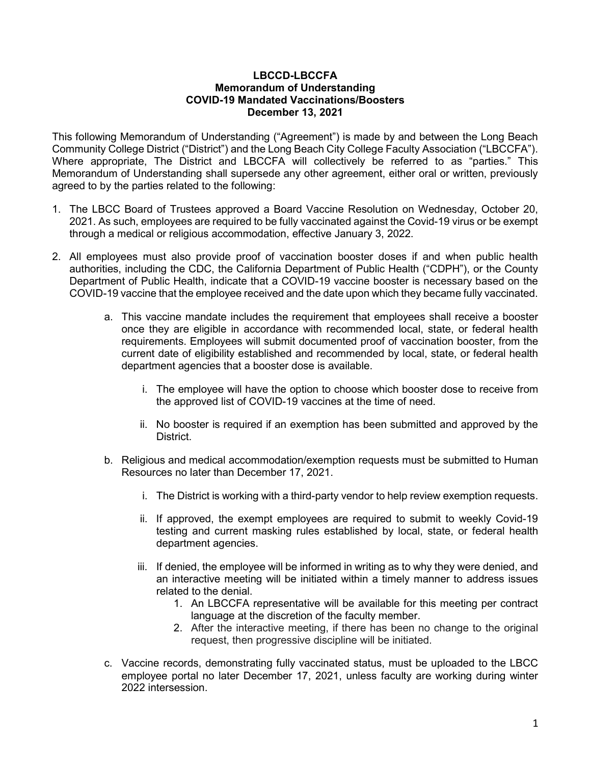**LBCCD-LBCCFA**
**Memorandum of Understanding**
**COVID-19 Mandated Vaccinations/Boosters**
**December 13, 2021**

This following Memorandum of Understanding ("Agreement") is made by and between the Long Beach Community College District ("District") and the Long Beach City College Faculty Association ("LBCCFA"). Where appropriate, The District and LBCCFA will collectively be referred to as "parties." This Memorandum of Understanding shall supersede any other agreement, either oral or written, previously agreed to by the parties related to the following:

1. The LBCC Board of Trustees approved a Board Vaccine Resolution on Wednesday, October 20, 2021. As such, employees are required to be fully vaccinated against the Covid-19 virus or be exempt through a medical or religious accommodation, effective January 3, 2022.

2. All employees must also provide proof of vaccination booster doses if and when public health authorities, including the CDC, the California Department of Public Health ("CDPH"), or the County Department of Public Health, indicate that a COVID-19 vaccine booster is necessary based on the COVID-19 vaccine that the employee received and the date upon which they became fully vaccinated.

   a. This vaccine mandate includes the requirement that employees shall receive a booster once they are eligible in accordance with recommended local, state, or federal health requirements. Employees will submit documented proof of vaccination booster, from the current date of eligibility established and recommended by local, state, or federal health department agencies that a booster dose is available.

      i. The employee will have the option to choose which booster dose to receive from the approved list of COVID-19 vaccines at the time of need.

      ii. No booster is required if an exemption has been submitted and approved by the District.

   b. Religious and medical accommodation/exemption requests must be submitted to Human Resources no later than December 17, 2021.

      i. The District is working with a third-party vendor to help review exemption requests.

      ii. If approved, the exempt employees are required to submit to weekly Covid-19 testing and current masking rules established by local, state, or federal health department agencies.

      iii. If denied, the employee will be informed in writing as to why they were denied, and an interactive meeting will be initiated within a timely manner to address issues related to the denial.
         1. An LBCCFA representative will be available for this meeting per contract language at the discretion of the faculty member.
         2. After the interactive meeting, if there has been no change to the original request, then progressive discipline will be initiated.

   c. Vaccine records, demonstrating fully vaccinated status, must be uploaded to the LBCC employee portal no later December 17, 2021, unless faculty are working during winter 2022 intersession.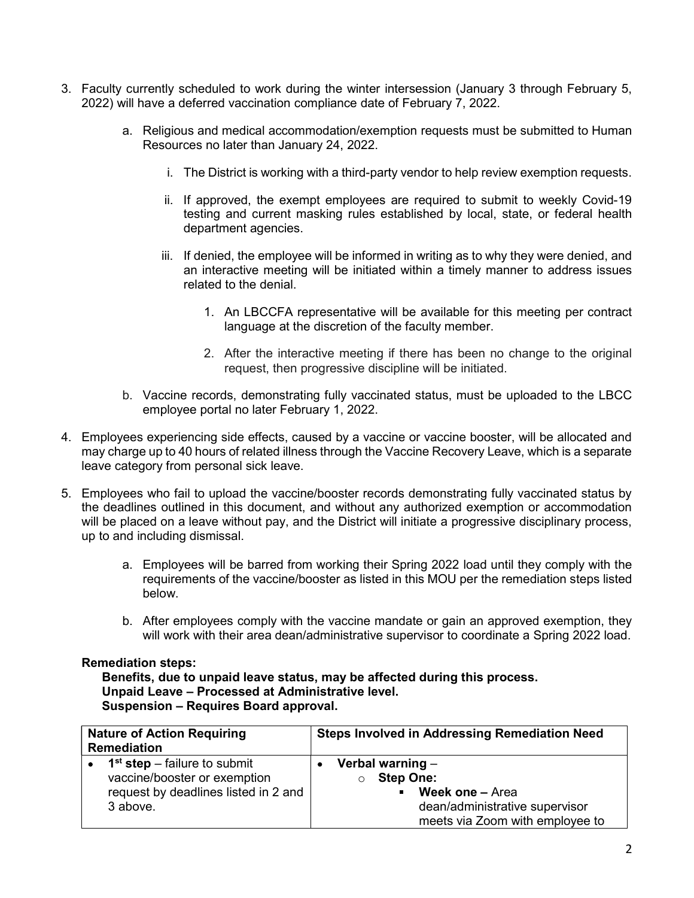3. Faculty currently scheduled to work during the winter intersession (January 3 through February 5, 2022) will have a deferred vaccination compliance date of February 7, 2022.

    a. Religious and medical accommodation/exemption requests must be submitted to Human Resources no later than January 24, 2022.

        i. The District is working with a third-party vendor to help review exemption requests.

        ii. If approved, the exempt employees are required to submit to weekly Covid-19 testing and current masking rules established by local, state, or federal health department agencies.

        iii. If denied, the employee will be informed in writing as to why they were denied, and an interactive meeting will be initiated within a timely manner to address issues related to the denial.

            1. An LBCCFA representative will be available for this meeting per contract language at the discretion of the faculty member.

            2. After the interactive meeting if there has been no change to the original request, then progressive discipline will be initiated.

    b. Vaccine records, demonstrating fully vaccinated status, must be uploaded to the LBCC employee portal no later February 1, 2022.

4. Employees experiencing side effects, caused by a vaccine or vaccine booster, will be allocated and may charge up to 40 hours of related illness through the Vaccine Recovery Leave, which is a separate leave category from personal sick leave.

5. Employees who fail to upload the vaccine/booster records demonstrating fully vaccinated status by the deadlines outlined in this document, and without any authorized exemption or accommodation will be placed on a leave without pay, and the District will initiate a progressive disciplinary process, up to and including dismissal.

    a. Employees will be barred from working their Spring 2022 load until they comply with the requirements of the vaccine/booster as listed in this MOU per the remediation steps listed below.

    b. After employees comply with the vaccine mandate or gain an approved exemption, they will work with their area dean/administrative supervisor to coordinate a Spring 2022 load.

**Remediation steps:**

**Benefits, due to unpaid leave status, may be affected during this process.**
**Unpaid Leave – Processed at Administrative level.**
**Suspension – Requires Board approval.**

| **Nature of Action Requiring Remediation** | **Steps Involved in Addressing Remediation Need** |
|---|---|
| • **1st step** – failure to submit vaccine/booster or exemption request by deadlines listed in 2 and 3 above. | • **Verbal warning** – <br> ○ **Step One:** <br> ▪ **Week one –** Area dean/administrative supervisor meets via Zoom with employee to |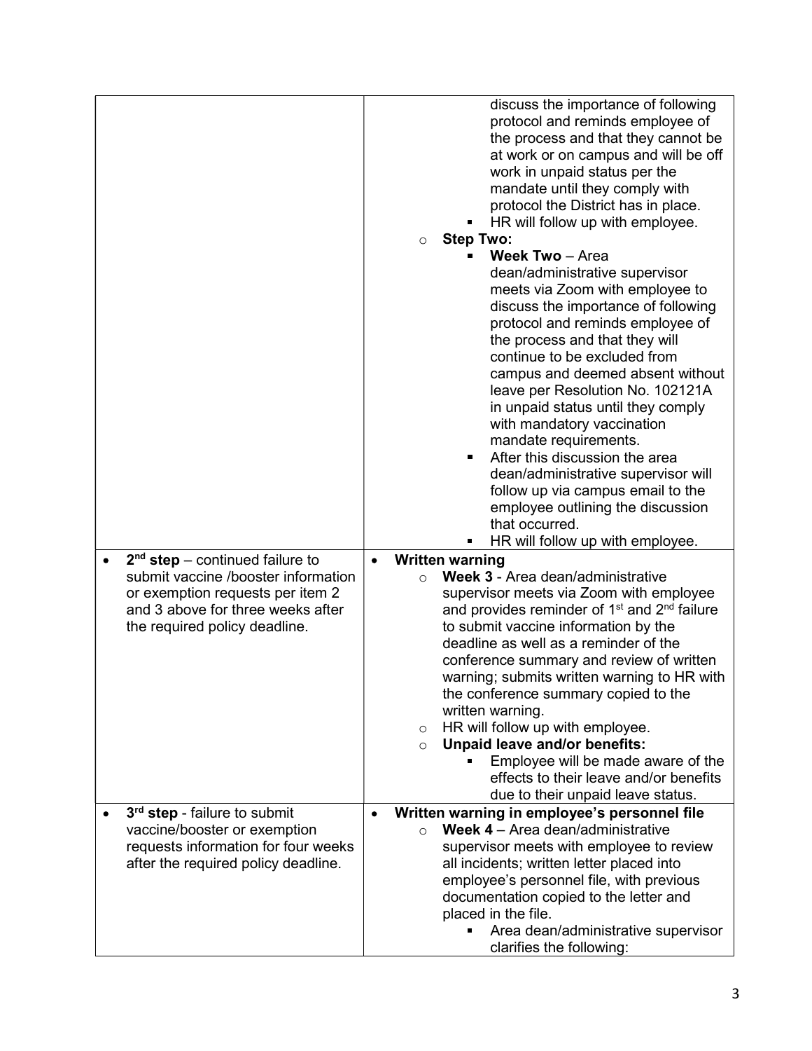| | |
|---|---|
| | discuss the importance of following protocol and reminds employee of the process and that they cannot be at work or on campus and will be off work in unpaid status per the mandate until they comply with protocol the District has in place.<br>▪ HR will follow up with employee.<br>○ **Step Two:**<br>▪ **Week Two** – Area dean/administrative supervisor meets via Zoom with employee to discuss the importance of following protocol and reminds employee of the process and that they will continue to be excluded from campus and deemed absent without leave per Resolution No. 102121A in unpaid status until they comply with mandatory vaccination mandate requirements.<br>▪ After this discussion the area dean/administrative supervisor will follow up via campus email to the employee outlining the discussion that occurred.<br>▪ HR will follow up with employee. |
| • **2nd step** – continued failure to submit vaccine /booster information or exemption requests per item 2 and 3 above for three weeks after the required policy deadline. | • **Written warning**<br>○ **Week 3** - Area dean/administrative supervisor meets via Zoom with employee and provides reminder of 1st and 2nd failure to submit vaccine information by the deadline as well as a reminder of the conference summary and review of written warning; submits written warning to HR with the conference summary copied to the written warning.<br>○ HR will follow up with employee.<br>○ **Unpaid leave and/or benefits:**<br>▪ Employee will be made aware of the effects to their leave and/or benefits due to their unpaid leave status. |
| • **3rd step** - failure to submit vaccine/booster or exemption requests information for four weeks after the required policy deadline. | • **Written warning in employee's personnel file**<br>○ **Week 4** – Area dean/administrative supervisor meets with employee to review all incidents; written letter placed into employee's personnel file, with previous documentation copied to the letter and placed in the file.<br>▪ Area dean/administrative supervisor clarifies the following: |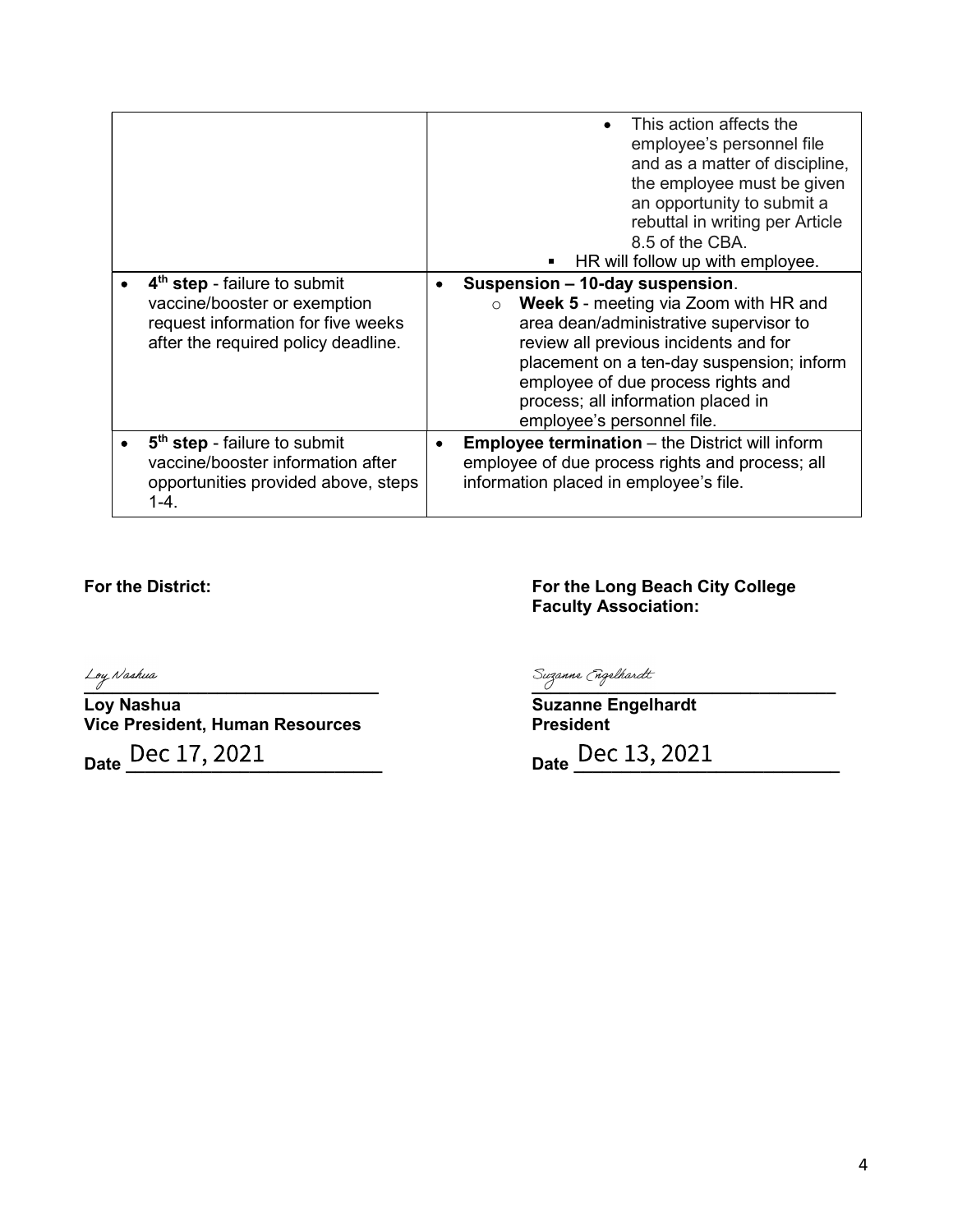| | |
|---|---|
| | • This action affects the employee's personnel file and as a matter of discipline, the employee must be given an opportunity to submit a rebuttal in writing per Article 8.5 of the CBA.<br>▪ HR will follow up with employee. |
| • **4th step** - failure to submit vaccine/booster or exemption request information for five weeks after the required policy deadline. | • **Suspension – 10-day suspension**.<br>○ **Week 5** - meeting via Zoom with HR and area dean/administrative supervisor to review all previous incidents and for placement on a ten-day suspension; inform employee of due process rights and process; all information placed in employee's personnel file. |
| • **5th step** - failure to submit vaccine/booster information after opportunities provided above, steps 1-4. | • **Employee termination** – the District will inform employee of due process rights and process; all information placed in employee's file. |

**For the District:**

Loy Nashua

**Loy Nashua**
**Vice President, Human Resources**

**Date** Dec 17, 2021

**For the Long Beach City College Faculty Association:**

Suzanne Engelhardt

**Suzanne Engelhardt**
**President**

**Date** Dec 13, 2021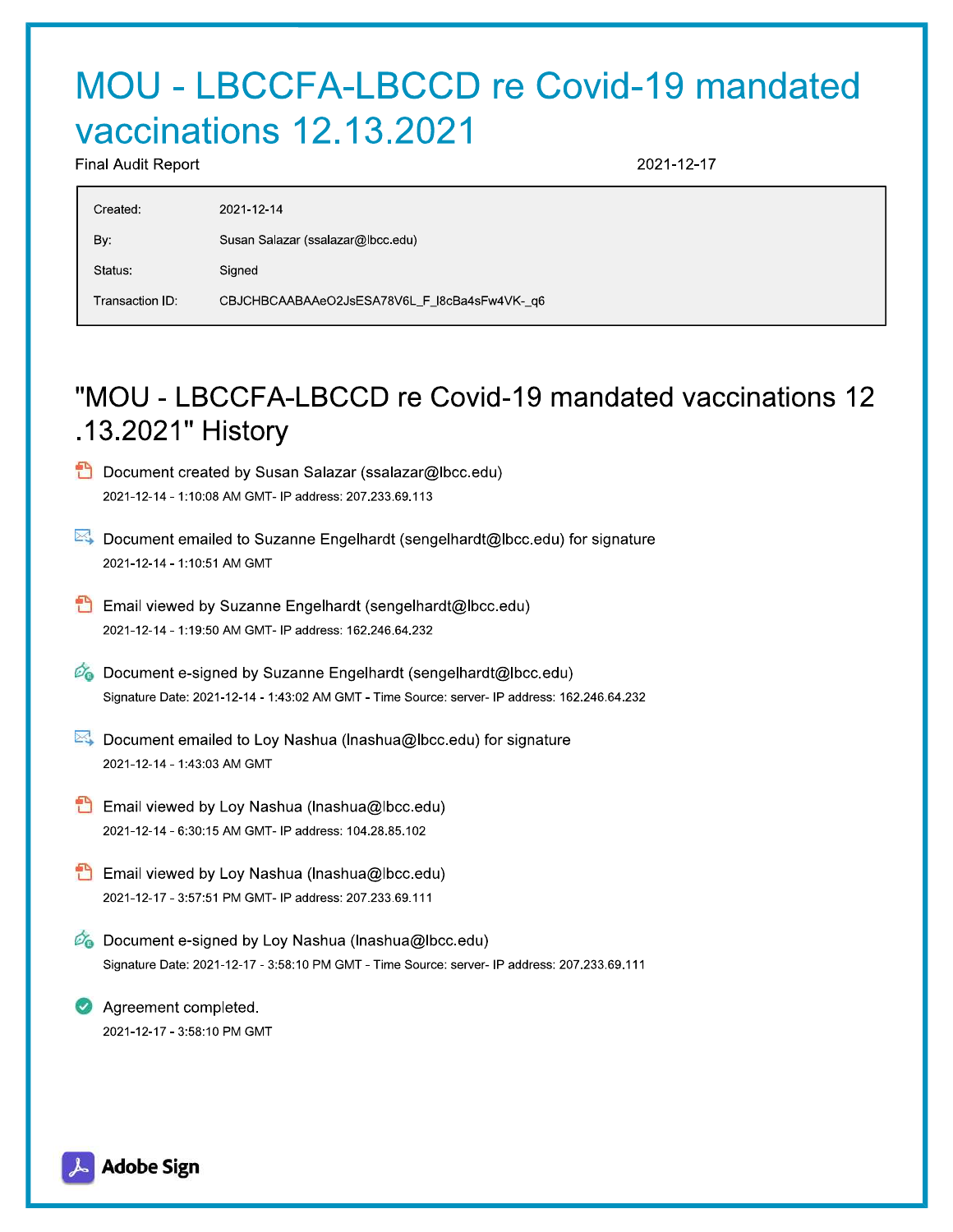# MOU - LBCCFA-LBCCD re Covid-19 mandated vaccinations 12.13.2021

Final Audit Report 2021-12-17

| | |
|---|---|
| Created: | 2021-12-14 |
| By: | Susan Salazar (ssalazar@lbcc.edu) |
| Status: | Signed |
| Transaction ID: | CBJCHBCAABAAeO2JsESA78V6L_F_I8cBa4sFw4VK-_q6 |

## "MOU - LBCCFA-LBCCD re Covid-19 mandated vaccinations 12 .13.2021" History

- Document created by Susan Salazar (ssalazar@lbcc.edu)
  2021-12-14 - 1:10:08 AM GMT- IP address: 207.233.69.113

- Document emailed to Suzanne Engelhardt (sengelhardt@lbcc.edu) for signature
  2021-12-14 - 1:10:51 AM GMT

- Email viewed by Suzanne Engelhardt (sengelhardt@lbcc.edu)
  2021-12-14 - 1:19:50 AM GMT- IP address: 162.246.64.232

- Document e-signed by Suzanne Engelhardt (sengelhardt@lbcc.edu)
  Signature Date: 2021-12-14 - 1:43:02 AM GMT - Time Source: server- IP address: 162.246.64.232

- Document emailed to Loy Nashua (lnashua@lbcc.edu) for signature
  2021-12-14 - 1:43:03 AM GMT

- Email viewed by Loy Nashua (lnashua@lbcc.edu)
  2021-12-14 - 6:30:15 AM GMT- IP address: 104.28.85.102

- Email viewed by Loy Nashua (lnashua@lbcc.edu)
  2021-12-17 - 3:57:51 PM GMT- IP address: 207.233.69.111

- Document e-signed by Loy Nashua (lnashua@lbcc.edu)
  Signature Date: 2021-12-17 - 3:58:10 PM GMT - Time Source: server- IP address: 207.233.69.111

- Agreement completed.
  2021-12-17 - 3:58:10 PM GMT

Adobe Sign